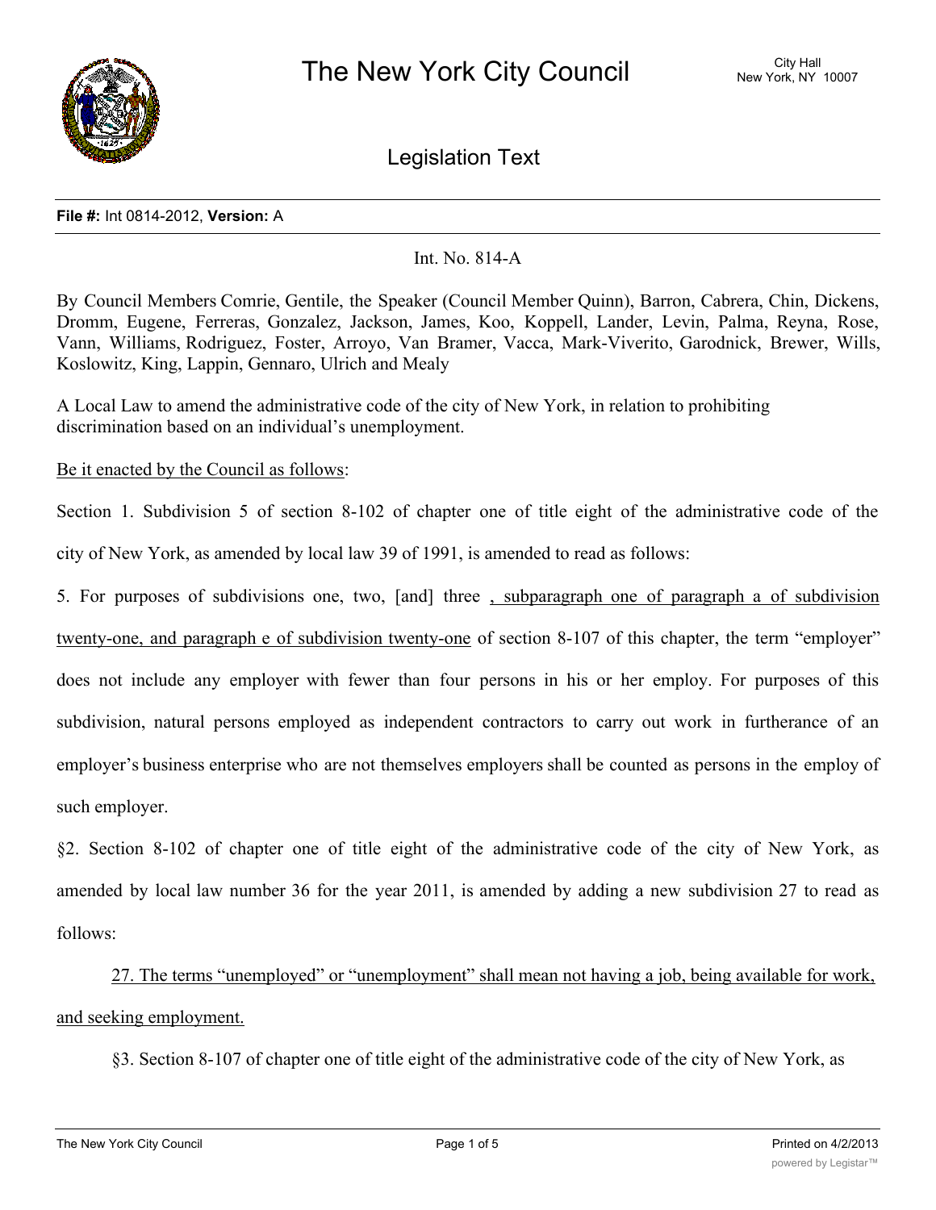# The New York City Council

City Hall
New York, NY 10007

## Legislation Text

**File #:** Int 0814-2012, **Version:** A

Int. No. 814-A

By Council Members Comrie, Gentile, the Speaker (Council Member Quinn), Barron, Cabrera, Chin, Dickens, Dromm, Eugene, Ferreras, Gonzalez, Jackson, James, Koo, Koppell, Lander, Levin, Palma, Reyna, Rose, Vann, Williams, Rodriguez, Foster, Arroyo, Van Bramer, Vacca, Mark-Viverito, Garodnick, Brewer, Wills, Koslowitz, King, Lappin, Gennaro, Ulrich and Mealy

A Local Law to amend the administrative code of the city of New York, in relation to prohibiting discrimination based on an individual's unemployment.

Be it enacted by the Council as follows:

Section 1. Subdivision 5 of section 8-102 of chapter one of title eight of the administrative code of the city of New York, as amended by local law 39 of 1991, is amended to read as follows:

5. For purposes of subdivisions one, two, [and] three , subparagraph one of paragraph a of subdivision twenty-one, and paragraph e of subdivision twenty-one of section 8-107 of this chapter, the term "employer" does not include any employer with fewer than four persons in his or her employ. For purposes of this subdivision, natural persons employed as independent contractors to carry out work in furtherance of an employer's business enterprise who are not themselves employers shall be counted as persons in the employ of such employer.

§2. Section 8-102 of chapter one of title eight of the administrative code of the city of New York, as amended by local law number 36 for the year 2011, is amended by adding a new subdivision 27 to read as follows:

27. The terms "unemployed" or "unemployment" shall mean not having a job, being available for work, and seeking employment.

§3. Section 8-107 of chapter one of title eight of the administrative code of the city of New York, as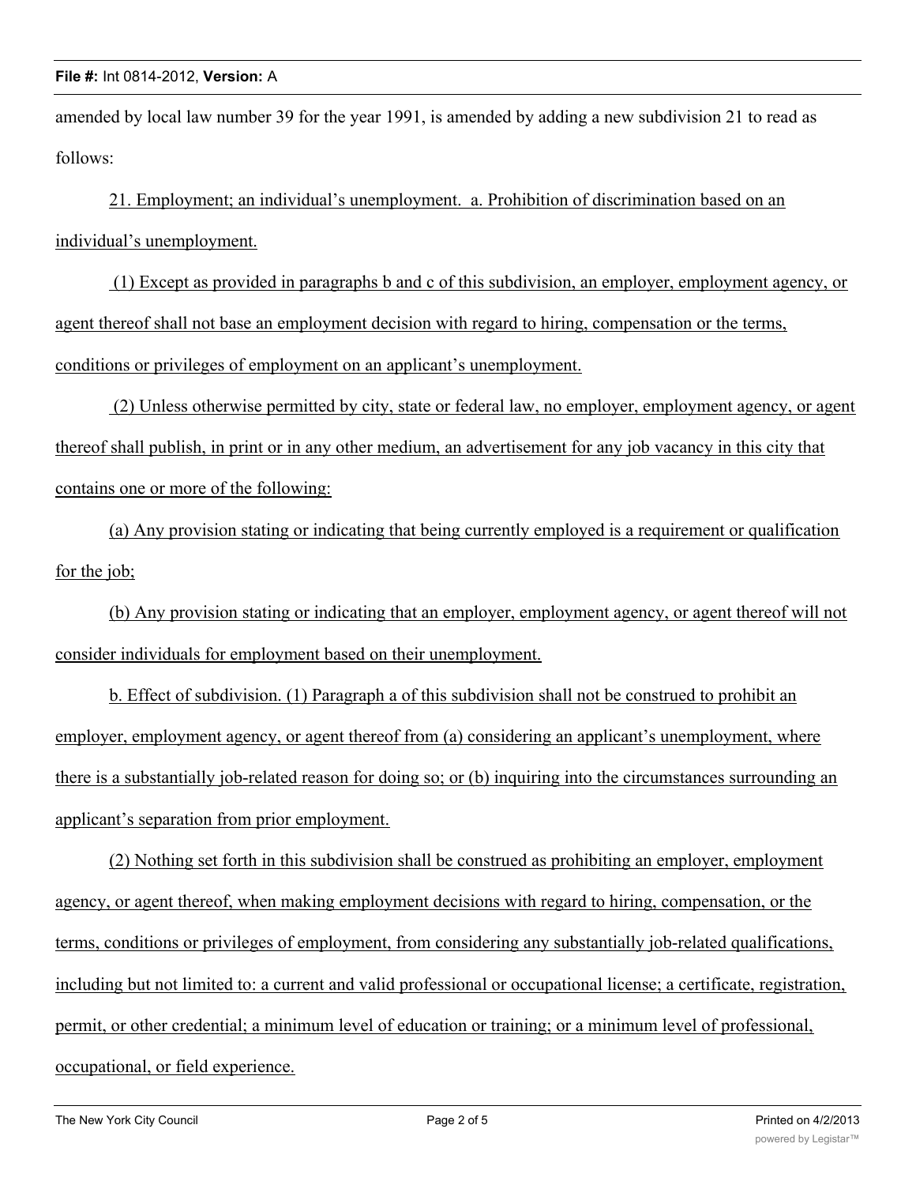amended by local law number 39 for the year 1991, is amended by adding a new subdivision 21 to read as follows:

21. Employment; an individual's unemployment. a. Prohibition of discrimination based on an individual's unemployment.

(1) Except as provided in paragraphs b and c of this subdivision, an employer, employment agency, or agent thereof shall not base an employment decision with regard to hiring, compensation or the terms, conditions or privileges of employment on an applicant's unemployment.

(2) Unless otherwise permitted by city, state or federal law, no employer, employment agency, or agent thereof shall publish, in print or in any other medium, an advertisement for any job vacancy in this city that contains one or more of the following:

(a) Any provision stating or indicating that being currently employed is a requirement or qualification for the job;

(b) Any provision stating or indicating that an employer, employment agency, or agent thereof will not consider individuals for employment based on their unemployment.

b. Effect of subdivision. (1) Paragraph a of this subdivision shall not be construed to prohibit an employer, employment agency, or agent thereof from (a) considering an applicant's unemployment, where there is a substantially job-related reason for doing so; or (b) inquiring into the circumstances surrounding an applicant's separation from prior employment.

(2) Nothing set forth in this subdivision shall be construed as prohibiting an employer, employment agency, or agent thereof, when making employment decisions with regard to hiring, compensation, or the terms, conditions or privileges of employment, from considering any substantially job-related qualifications, including but not limited to: a current and valid professional or occupational license; a certificate, registration, permit, or other credential; a minimum level of education or training; or a minimum level of professional, occupational, or field experience.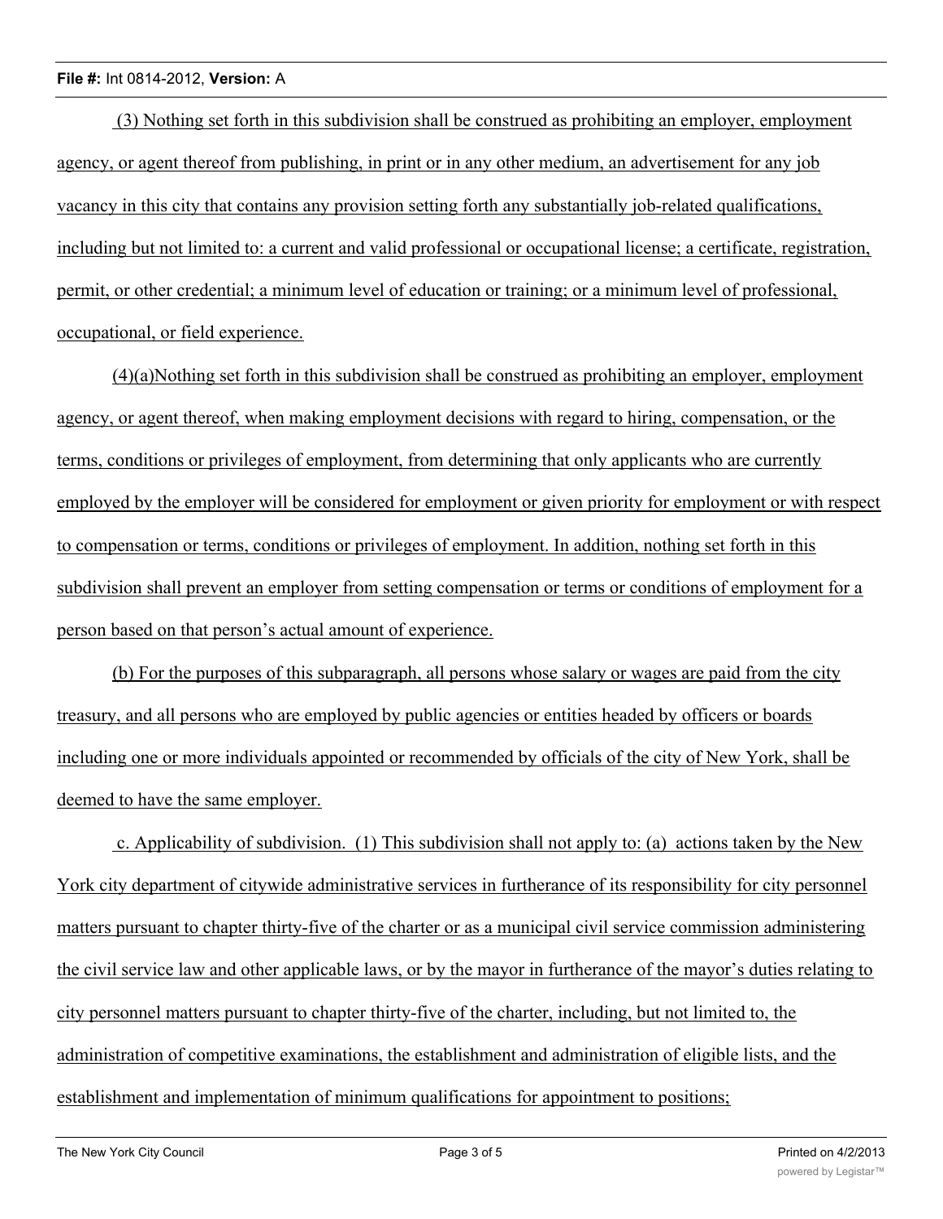(3) Nothing set forth in this subdivision shall be construed as prohibiting an employer, employment agency, or agent thereof from publishing, in print or in any other medium, an advertisement for any job vacancy in this city that contains any provision setting forth any substantially job-related qualifications, including but not limited to: a current and valid professional or occupational license; a certificate, registration, permit, or other credential; a minimum level of education or training; or a minimum level of professional, occupational, or field experience.

(4)(a)Nothing set forth in this subdivision shall be construed as prohibiting an employer, employment agency, or agent thereof, when making employment decisions with regard to hiring, compensation, or the terms, conditions or privileges of employment, from determining that only applicants who are currently employed by the employer will be considered for employment or given priority for employment or with respect to compensation or terms, conditions or privileges of employment. In addition, nothing set forth in this subdivision shall prevent an employer from setting compensation or terms or conditions of employment for a person based on that person's actual amount of experience.

(b) For the purposes of this subparagraph, all persons whose salary or wages are paid from the city treasury, and all persons who are employed by public agencies or entities headed by officers or boards including one or more individuals appointed or recommended by officials of the city of New York, shall be deemed to have the same employer.

c. Applicability of subdivision. (1) This subdivision shall not apply to: (a) actions taken by the New York city department of citywide administrative services in furtherance of its responsibility for city personnel matters pursuant to chapter thirty-five of the charter or as a municipal civil service commission administering the civil service law and other applicable laws, or by the mayor in furtherance of the mayor's duties relating to city personnel matters pursuant to chapter thirty-five of the charter, including, but not limited to, the administration of competitive examinations, the establishment and administration of eligible lists, and the establishment and implementation of minimum qualifications for appointment to positions;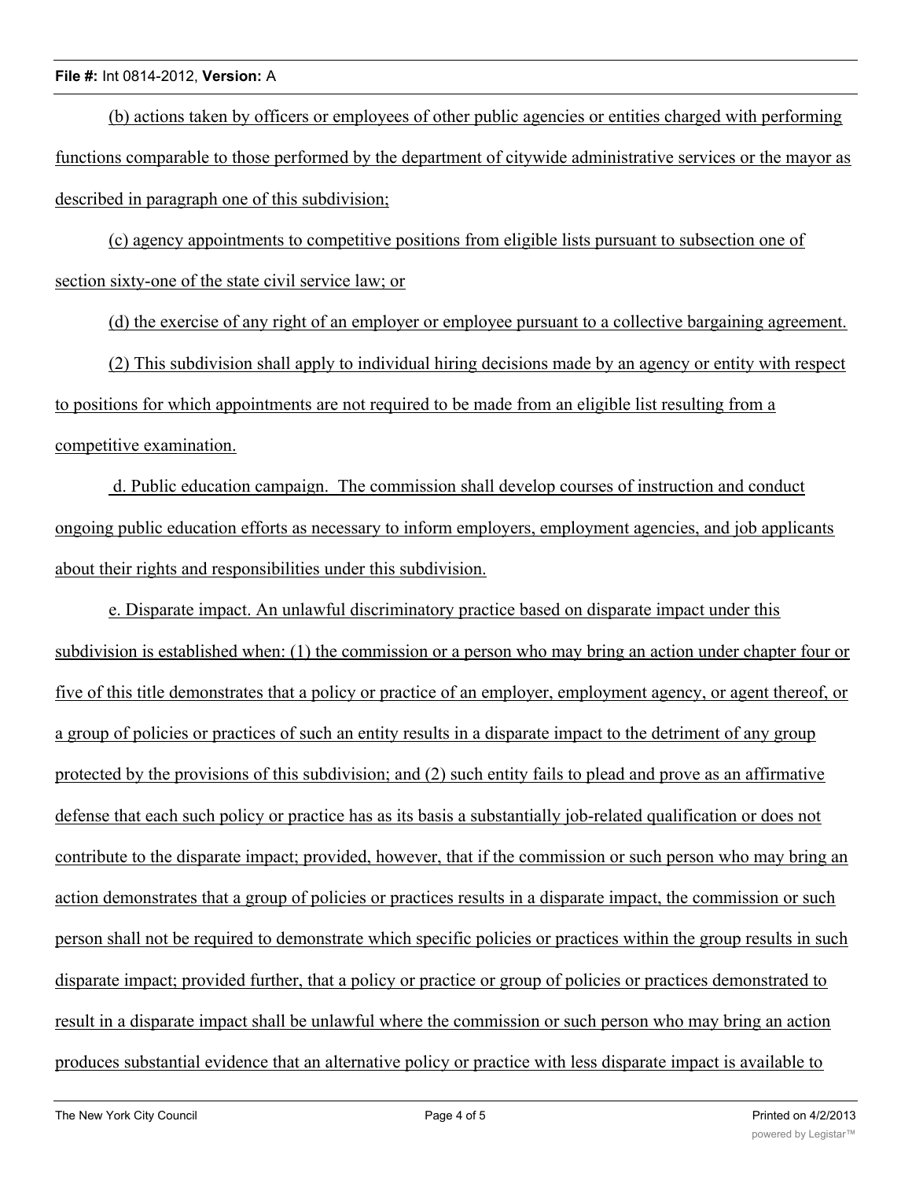(b) actions taken by officers or employees of other public agencies or entities charged with performing functions comparable to those performed by the department of citywide administrative services or the mayor as described in paragraph one of this subdivision;

(c) agency appointments to competitive positions from eligible lists pursuant to subsection one of section sixty-one of the state civil service law; or

(d) the exercise of any right of an employer or employee pursuant to a collective bargaining agreement.

(2) This subdivision shall apply to individual hiring decisions made by an agency or entity with respect to positions for which appointments are not required to be made from an eligible list resulting from a competitive examination.

d. Public education campaign. The commission shall develop courses of instruction and conduct ongoing public education efforts as necessary to inform employers, employment agencies, and job applicants about their rights and responsibilities under this subdivision.

e. Disparate impact. An unlawful discriminatory practice based on disparate impact under this subdivision is established when: (1) the commission or a person who may bring an action under chapter four or five of this title demonstrates that a policy or practice of an employer, employment agency, or agent thereof, or a group of policies or practices of such an entity results in a disparate impact to the detriment of any group protected by the provisions of this subdivision; and (2) such entity fails to plead and prove as an affirmative defense that each such policy or practice has as its basis a substantially job-related qualification or does not contribute to the disparate impact; provided, however, that if the commission or such person who may bring an action demonstrates that a group of policies or practices results in a disparate impact, the commission or such person shall not be required to demonstrate which specific policies or practices within the group results in such disparate impact; provided further, that a policy or practice or group of policies or practices demonstrated to result in a disparate impact shall be unlawful where the commission or such person who may bring an action produces substantial evidence that an alternative policy or practice with less disparate impact is available to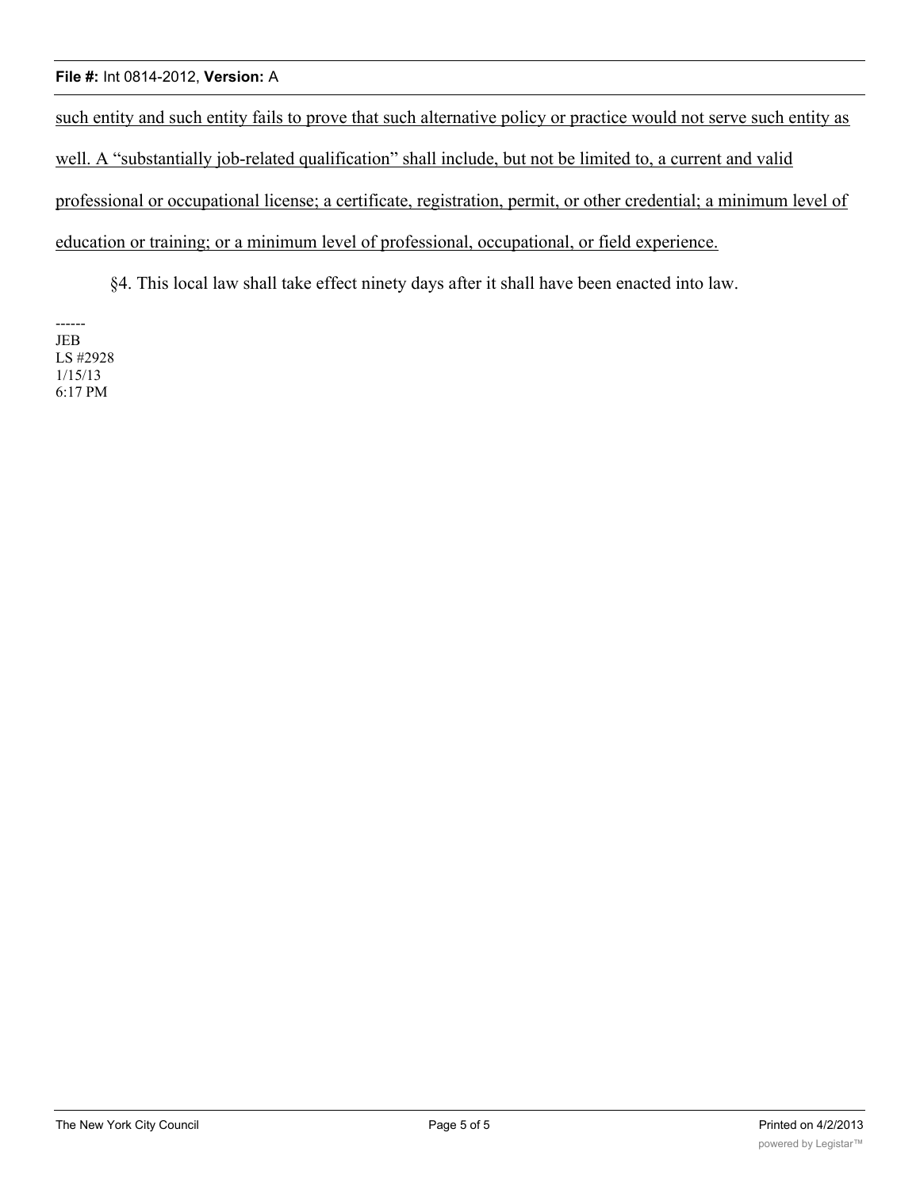such entity and such entity fails to prove that such alternative policy or practice would not serve such entity as well. A "substantially job-related qualification" shall include, but not be limited to, a current and valid professional or occupational license; a certificate, registration, permit, or other credential; a minimum level of education or training; or a minimum level of professional, occupational, or field experience.

§4. This local law shall take effect ninety days after it shall have been enacted into law.

------
JEB
LS #2928
1/15/13
6:17 PM